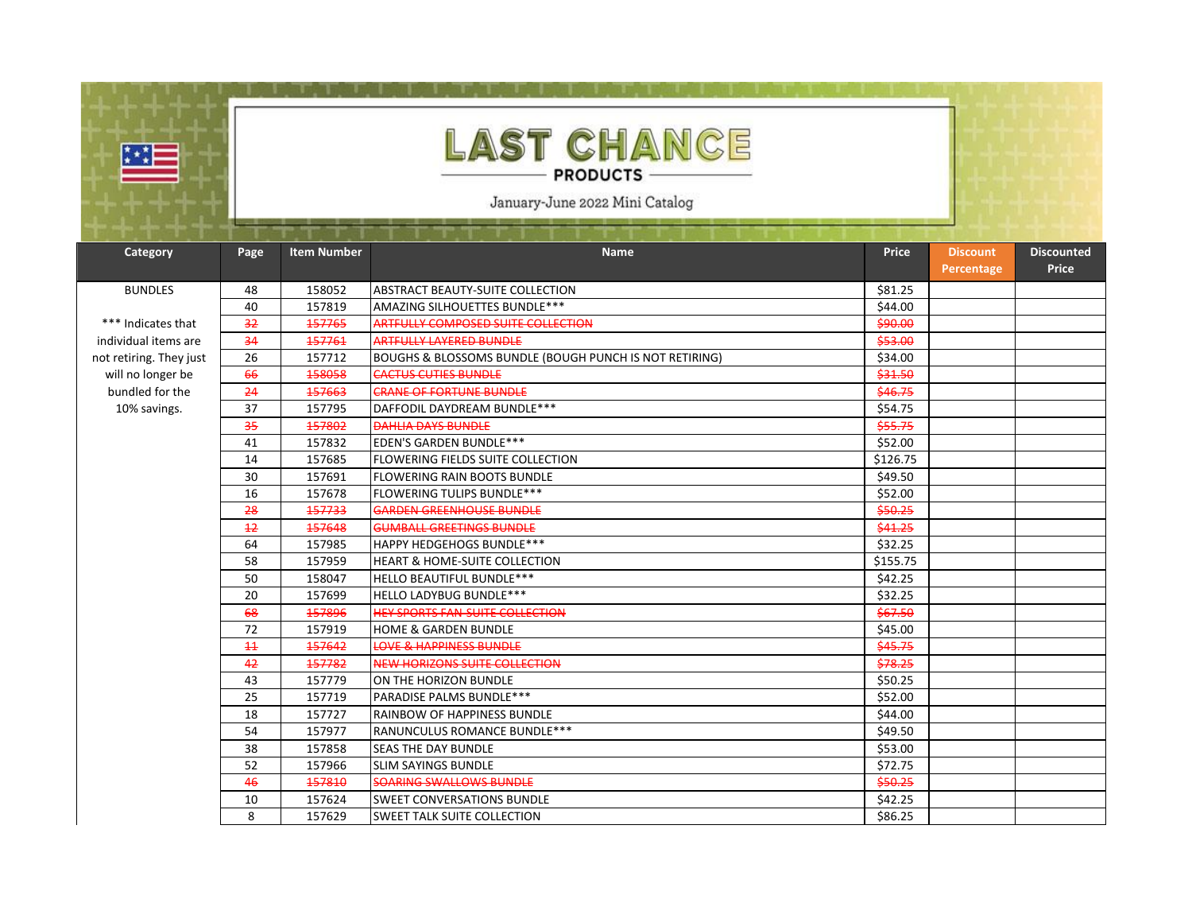# LAST CHANCE

## PRODUCTS

January-June 2022 Mini Catalog

| Category | Page | Item Number | Name | Price | Discount Percentage | Discounted Price |
|---|---|---|---|---|---|---|
| BUNDLES | 48 | 158052 | ABSTRACT BEAUTY-SUITE COLLECTION | $81.25 | | |
| | 40 | 157819 | AMAZING SILHOUETTES BUNDLE*** | $44.00 | | |
| *** Indicates that individual items are not retiring. They just will no longer be bundled for the 10% savings. | ~~32~~ | ~~157765~~ | ~~ARTFULLY COMPOSED SUITE COLLECTION~~ | ~~$90.00~~ | | |
| | ~~34~~ | ~~157761~~ | ~~ARTFULLY LAYERED BUNDLE~~ | ~~$53.00~~ | | |
| | 26 | 157712 | BOUGHS & BLOSSOMS BUNDLE (BOUGH PUNCH IS NOT RETIRING) | $34.00 | | |
| | ~~66~~ | ~~158058~~ | ~~CACTUS CUTIES BUNDLE~~ | ~~$31.50~~ | | |
| | ~~24~~ | ~~157663~~ | ~~CRANE OF FORTUNE BUNDLE~~ | ~~$46.75~~ | | |
| | 37 | 157795 | DAFFODIL DAYDREAM BUNDLE*** | $54.75 | | |
| | ~~35~~ | ~~157802~~ | ~~DAHLIA DAYS BUNDLE~~ | ~~$55.75~~ | | |
| | 41 | 157832 | EDEN'S GARDEN BUNDLE*** | $52.00 | | |
| | 14 | 157685 | FLOWERING FIELDS SUITE COLLECTION | $126.75 | | |
| | 30 | 157691 | FLOWERING RAIN BOOTS BUNDLE | $49.50 | | |
| | 16 | 157678 | FLOWERING TULIPS BUNDLE*** | $52.00 | | |
| | ~~28~~ | ~~157733~~ | ~~GARDEN GREENHOUSE BUNDLE~~ | ~~$50.25~~ | | |
| | ~~12~~ | ~~157648~~ | ~~GUMBALL GREETINGS BUNDLE~~ | ~~$41.25~~ | | |
| | 64 | 157985 | HAPPY HEDGEHOGS BUNDLE*** | $32.25 | | |
| | 58 | 157959 | HEART & HOME-SUITE COLLECTION | $155.75 | | |
| | 50 | 158047 | HELLO BEAUTIFUL BUNDLE*** | $42.25 | | |
| | 20 | 157699 | HELLO LADYBUG BUNDLE*** | $32.25 | | |
| | ~~68~~ | ~~157896~~ | ~~HEY SPORTS FAN-SUITE COLLECTION~~ | ~~$67.50~~ | | |
| | 72 | 157919 | HOME & GARDEN BUNDLE | $45.00 | | |
| | ~~11~~ | ~~157642~~ | ~~LOVE & HAPPINESS BUNDLE~~ | ~~$45.75~~ | | |
| | ~~42~~ | ~~157782~~ | ~~NEW HORIZONS SUITE COLLECTION~~ | ~~$78.25~~ | | |
| | 43 | 157779 | ON THE HORIZON BUNDLE | $50.25 | | |
| | 25 | 157719 | PARADISE PALMS BUNDLE*** | $52.00 | | |
| | 18 | 157727 | RAINBOW OF HAPPINESS BUNDLE | $44.00 | | |
| | 54 | 157977 | RANUNCULUS ROMANCE BUNDLE*** | $49.50 | | |
| | 38 | 157858 | SEAS THE DAY BUNDLE | $53.00 | | |
| | 52 | 157966 | SLIM SAYINGS BUNDLE | $72.75 | | |
| | ~~46~~ | ~~157810~~ | ~~SOARING SWALLOWS BUNDLE~~ | ~~$50.25~~ | | |
| | 10 | 157624 | SWEET CONVERSATIONS BUNDLE | $42.25 | | |
| | 8 | 157629 | SWEET TALK SUITE COLLECTION | $86.25 | | |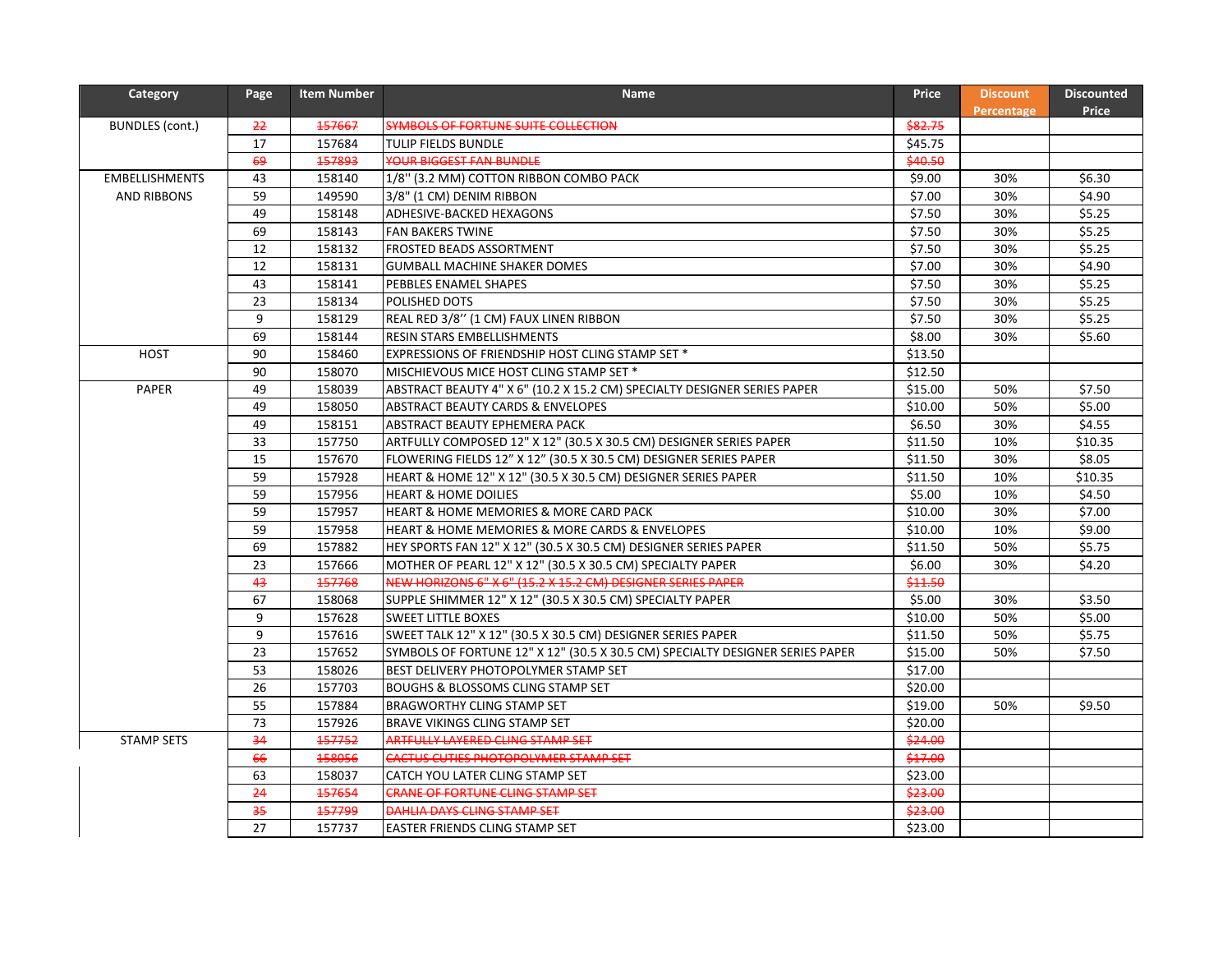| Category | Page | Item Number | Name | Price | Discount Percentage | Discounted Price |
|---|---|---|---|---|---|---|
| BUNDLES (cont.) | ~~22~~ | ~~157667~~ | ~~SYMBOLS OF FORTUNE SUITE COLLECTION~~ | ~~$82.75~~ | | |
| | 17 | 157684 | TULIP FIELDS BUNDLE | $45.75 | | |
| | ~~69~~ | ~~157893~~ | ~~YOUR BIGGEST FAN BUNDLE~~ | ~~$40.50~~ | | |
| EMBELLISHMENTS AND RIBBONS | 43 | 158140 | 1/8" (3.2 MM) COTTON RIBBON COMBO PACK | $9.00 | 30% | $6.30 |
| | 59 | 149590 | 3/8" (1 CM) DENIM RIBBON | $7.00 | 30% | $4.90 |
| | 49 | 158148 | ADHESIVE-BACKED HEXAGONS | $7.50 | 30% | $5.25 |
| | 69 | 158143 | FAN BAKERS TWINE | $7.50 | 30% | $5.25 |
| | 12 | 158132 | FROSTED BEADS ASSORTMENT | $7.50 | 30% | $5.25 |
| | 12 | 158131 | GUMBALL MACHINE SHAKER DOMES | $7.00 | 30% | $4.90 |
| | 43 | 158141 | PEBBLES ENAMEL SHAPES | $7.50 | 30% | $5.25 |
| | 23 | 158134 | POLISHED DOTS | $7.50 | 30% | $5.25 |
| | 9 | 158129 | REAL RED 3/8'' (1 CM) FAUX LINEN RIBBON | $7.50 | 30% | $5.25 |
| | 69 | 158144 | RESIN STARS EMBELLISHMENTS | $8.00 | 30% | $5.60 |
| HOST | 90 | 158460 | EXPRESSIONS OF FRIENDSHIP HOST CLING STAMP SET * | $13.50 | | |
| | 90 | 158070 | MISCHIEVOUS MICE HOST CLING STAMP SET * | $12.50 | | |
| PAPER | 49 | 158039 | ABSTRACT BEAUTY 4" X 6" (10.2 X 15.2 CM) SPECIALTY DESIGNER SERIES PAPER | $15.00 | 50% | $7.50 |
| | 49 | 158050 | ABSTRACT BEAUTY CARDS & ENVELOPES | $10.00 | 50% | $5.00 |
| | 49 | 158151 | ABSTRACT BEAUTY EPHEMERA PACK | $6.50 | 30% | $4.55 |
| | 33 | 157750 | ARTFULLY COMPOSED 12" X 12" (30.5 X 30.5 CM) DESIGNER SERIES PAPER | $11.50 | 10% | $10.35 |
| | 15 | 157670 | FLOWERING FIELDS 12" X 12" (30.5 X 30.5 CM) DESIGNER SERIES PAPER | $11.50 | 30% | $8.05 |
| | 59 | 157928 | HEART & HOME 12" X 12" (30.5 X 30.5 CM) DESIGNER SERIES PAPER | $11.50 | 10% | $10.35 |
| | 59 | 157956 | HEART & HOME DOILIES | $5.00 | 10% | $4.50 |
| | 59 | 157957 | HEART & HOME MEMORIES & MORE CARD PACK | $10.00 | 30% | $7.00 |
| | 59 | 157958 | HEART & HOME MEMORIES & MORE CARDS & ENVELOPES | $10.00 | 10% | $9.00 |
| | 69 | 157882 | HEY SPORTS FAN 12" X 12" (30.5 X 30.5 CM) DESIGNER SERIES PAPER | $11.50 | 50% | $5.75 |
| | 23 | 157666 | MOTHER OF PEARL 12" X 12" (30.5 X 30.5 CM) SPECIALTY PAPER | $6.00 | 30% | $4.20 |
| | ~~43~~ | ~~157768~~ | ~~NEW HORIZONS 6" X 6" (15.2 X 15.2 CM) DESIGNER SERIES PAPER~~ | ~~$11.50~~ | | |
| | 67 | 158068 | SUPPLE SHIMMER 12" X 12" (30.5 X 30.5 CM) SPECIALTY PAPER | $5.00 | 30% | $3.50 |
| | 9 | 157628 | SWEET LITTLE BOXES | $10.00 | 50% | $5.00 |
| | 9 | 157616 | SWEET TALK 12" X 12" (30.5 X 30.5 CM) DESIGNER SERIES PAPER | $11.50 | 50% | $5.75 |
| | 23 | 157652 | SYMBOLS OF FORTUNE 12" X 12" (30.5 X 30.5 CM) SPECIALTY DESIGNER SERIES PAPER | $15.00 | 50% | $7.50 |
| | 53 | 158026 | BEST DELIVERY PHOTOPOLYMER STAMP SET | $17.00 | | |
| | 26 | 157703 | BOUGHS & BLOSSOMS CLING STAMP SET | $20.00 | | |
| | 55 | 157884 | BRAGWORTHY CLING STAMP SET | $19.00 | 50% | $9.50 |
| | 73 | 157926 | BRAVE VIKINGS CLING STAMP SET | $20.00 | | |
| STAMP SETS | ~~34~~ | ~~157752~~ | ~~ARTFULLY LAYERED CLING STAMP SET~~ | ~~$24.00~~ | | |
| | ~~66~~ | ~~158056~~ | ~~CACTUS CUTIES PHOTOPOLYMER STAMP SET~~ | ~~$17.00~~ | | |
| | 63 | 158037 | CATCH YOU LATER CLING STAMP SET | $23.00 | | |
| | ~~24~~ | ~~157654~~ | ~~CRANE OF FORTUNE CLING STAMP SET~~ | ~~$23.00~~ | | |
| | ~~35~~ | ~~157799~~ | ~~DAHLIA DAYS CLING STAMP SET~~ | ~~$23.00~~ | | |
| | 27 | 157737 | EASTER FRIENDS CLING STAMP SET | $23.00 | | |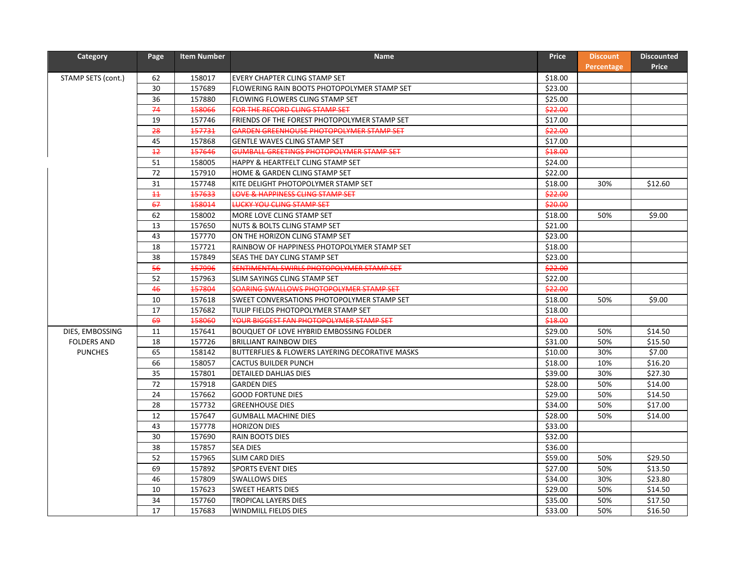| Category | Page | Item Number | Name | Price | Discount Percentage | Discounted Price |
|---|---|---|---|---|---|---|
| STAMP SETS (cont.) | 62 | 158017 | EVERY CHAPTER CLING STAMP SET | $18.00 | | |
| | 30 | 157689 | FLOWERING RAIN BOOTS PHOTOPOLYMER STAMP SET | $23.00 | | |
| | 36 | 157880 | FLOWING FLOWERS CLING STAMP SET | $25.00 | | |
| | ~~74~~ | ~~158066~~ | ~~FOR THE RECORD CLING STAMP SET~~ | ~~$22.00~~ | | |
| | 19 | 157746 | FRIENDS OF THE FOREST PHOTOPOLYMER STAMP SET | $17.00 | | |
| | ~~28~~ | ~~157731~~ | ~~GARDEN GREENHOUSE PHOTOPOLYMER STAMP SET~~ | ~~$22.00~~ | | |
| | 45 | 157868 | GENTLE WAVES CLING STAMP SET | $17.00 | | |
| | ~~12~~ | ~~157646~~ | ~~GUMBALL GREETINGS PHOTOPOLYMER STAMP SET~~ | ~~$18.00~~ | | |
| | 51 | 158005 | HAPPY & HEARTFELT CLING STAMP SET | $24.00 | | |
| | 72 | 157910 | HOME & GARDEN CLING STAMP SET | $22.00 | | |
| | 31 | 157748 | KITE DELIGHT PHOTOPOLYMER STAMP SET | $18.00 | 30% | $12.60 |
| | ~~11~~ | ~~157633~~ | ~~LOVE & HAPPINESS CLING STAMP SET~~ | ~~$22.00~~ | | |
| | ~~67~~ | ~~158014~~ | ~~LUCKY YOU CLING STAMP SET~~ | ~~$20.00~~ | | |
| | 62 | 158002 | MORE LOVE CLING STAMP SET | $18.00 | 50% | $9.00 |
| | 13 | 157650 | NUTS & BOLTS CLING STAMP SET | $21.00 | | |
| | 43 | 157770 | ON THE HORIZON CLING STAMP SET | $23.00 | | |
| | 18 | 157721 | RAINBOW OF HAPPINESS PHOTOPOLYMER STAMP SET | $18.00 | | |
| | 38 | 157849 | SEAS THE DAY CLING STAMP SET | $23.00 | | |
| | ~~56~~ | ~~157996~~ | ~~SENTIMENTAL SWIRLS PHOTOPOLYMER STAMP SET~~ | ~~$22.00~~ | | |
| | 52 | 157963 | SLIM SAYINGS CLING STAMP SET | $22.00 | | |
| | ~~46~~ | ~~157804~~ | ~~SOARING SWALLOWS PHOTOPOLYMER STAMP SET~~ | ~~$22.00~~ | | |
| | 10 | 157618 | SWEET CONVERSATIONS PHOTOPOLYMER STAMP SET | $18.00 | 50% | $9.00 |
| | 17 | 157682 | TULIP FIELDS PHOTOPOLYMER STAMP SET | $18.00 | | |
| | ~~69~~ | ~~158060~~ | ~~YOUR BIGGEST FAN PHOTOPOLYMER STAMP SET~~ | ~~$18.00~~ | | |
| DIES, EMBOSSING FOLDERS AND PUNCHES | 11 | 157641 | BOUQUET OF LOVE HYBRID EMBOSSING FOLDER | $29.00 | 50% | $14.50 |
| | 18 | 157726 | BRILLIANT RAINBOW DIES | $31.00 | 50% | $15.50 |
| | 65 | 158142 | BUTTERFLIES & FLOWERS LAYERING DECORATIVE MASKS | $10.00 | 30% | $7.00 |
| | 66 | 158057 | CACTUS BUILDER PUNCH | $18.00 | 10% | $16.20 |
| | 35 | 157801 | DETAILED DAHLIAS DIES | $39.00 | 30% | $27.30 |
| | 72 | 157918 | GARDEN DIES | $28.00 | 50% | $14.00 |
| | 24 | 157662 | GOOD FORTUNE DIES | $29.00 | 50% | $14.50 |
| | 28 | 157732 | GREENHOUSE DIES | $34.00 | 50% | $17.00 |
| | 12 | 157647 | GUMBALL MACHINE DIES | $28.00 | 50% | $14.00 |
| | 43 | 157778 | HORIZON DIES | $33.00 | | |
| | 30 | 157690 | RAIN BOOTS DIES | $32.00 | | |
| | 38 | 157857 | SEA DIES | $36.00 | | |
| | 52 | 157965 | SLIM CARD DIES | $59.00 | 50% | $29.50 |
| | 69 | 157892 | SPORTS EVENT DIES | $27.00 | 50% | $13.50 |
| | 46 | 157809 | SWALLOWS DIES | $34.00 | 30% | $23.80 |
| | 10 | 157623 | SWEET HEARTS DIES | $29.00 | 50% | $14.50 |
| | 34 | 157760 | TROPICAL LAYERS DIES | $35.00 | 50% | $17.50 |
| | 17 | 157683 | WINDMILL FIELDS DIES | $33.00 | 50% | $16.50 |